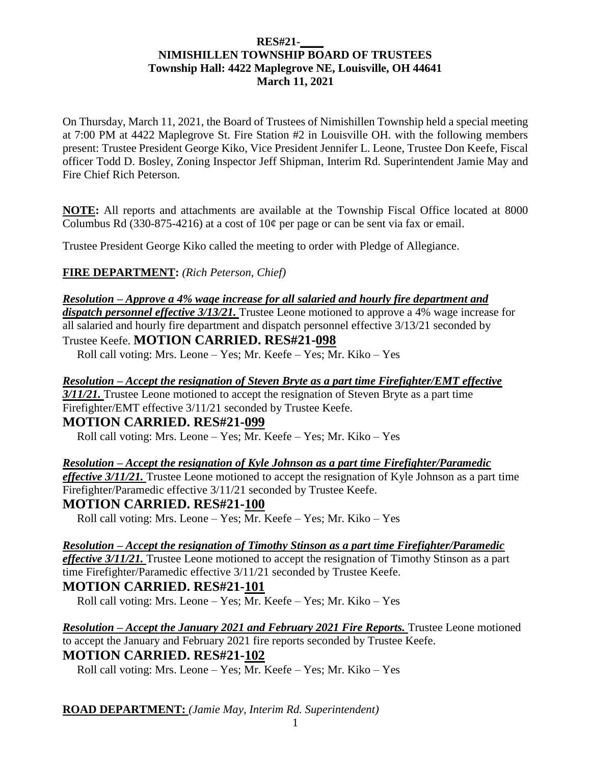**RES#21-\_\_\_\_**
**NIMISHILLEN TOWNSHIP BOARD OF TRUSTEES**
**Township Hall: 4422 Maplegrove NE, Louisville, OH 44641**
**March 11, 2021**

On Thursday, March 11, 2021, the Board of Trustees of Nimishillen Township held a special meeting at 7:00 PM at 4422 Maplegrove St. Fire Station #2 in Louisville OH. with the following members present: Trustee President George Kiko, Vice President Jennifer L. Leone, Trustee Don Keefe, Fiscal officer Todd D. Bosley, Zoning Inspector Jeff Shipman, Interim Rd. Superintendent Jamie May and Fire Chief Rich Peterson.

**NOTE:** All reports and attachments are available at the Township Fiscal Office located at 8000 Columbus Rd (330-875-4216) at a cost of 10¢ per page or can be sent via fax or email.

Trustee President George Kiko called the meeting to order with Pledge of Allegiance.

**FIRE DEPARTMENT:** *(Rich Peterson, Chief)*

***Resolution – Approve a 4% wage increase for all salaried and hourly fire department and dispatch personnel effective 3/13/21.*** Trustee Leone motioned to approve a 4% wage increase for all salaried and hourly fire department and dispatch personnel effective 3/13/21 seconded by Trustee Keefe. **MOTION CARRIED. RES#21-098**

Roll call voting: Mrs. Leone – Yes; Mr. Keefe – Yes; Mr. Kiko – Yes

***Resolution – Accept the resignation of Steven Bryte as a part time Firefighter/EMT effective 3/11/21.*** Trustee Leone motioned to accept the resignation of Steven Bryte as a part time Firefighter/EMT effective 3/11/21 seconded by Trustee Keefe.

**MOTION CARRIED. RES#21-099**

Roll call voting: Mrs. Leone – Yes; Mr. Keefe – Yes; Mr. Kiko – Yes

***Resolution – Accept the resignation of Kyle Johnson as a part time Firefighter/Paramedic effective 3/11/21.*** Trustee Leone motioned to accept the resignation of Kyle Johnson as a part time Firefighter/Paramedic effective 3/11/21 seconded by Trustee Keefe.

**MOTION CARRIED. RES#21-100**

Roll call voting: Mrs. Leone – Yes; Mr. Keefe – Yes; Mr. Kiko – Yes

***Resolution – Accept the resignation of Timothy Stinson as a part time Firefighter/Paramedic effective 3/11/21.*** Trustee Leone motioned to accept the resignation of Timothy Stinson as a part time Firefighter/Paramedic effective 3/11/21 seconded by Trustee Keefe.

**MOTION CARRIED. RES#21-101**

Roll call voting: Mrs. Leone – Yes; Mr. Keefe – Yes; Mr. Kiko – Yes

***Resolution – Accept the January 2021 and February 2021 Fire Reports.*** Trustee Leone motioned to accept the January and February 2021 fire reports seconded by Trustee Keefe.

**MOTION CARRIED. RES#21-102**

Roll call voting: Mrs. Leone – Yes; Mr. Keefe – Yes; Mr. Kiko – Yes

**ROAD DEPARTMENT:** *(Jamie May, Interim Rd. Superintendent)*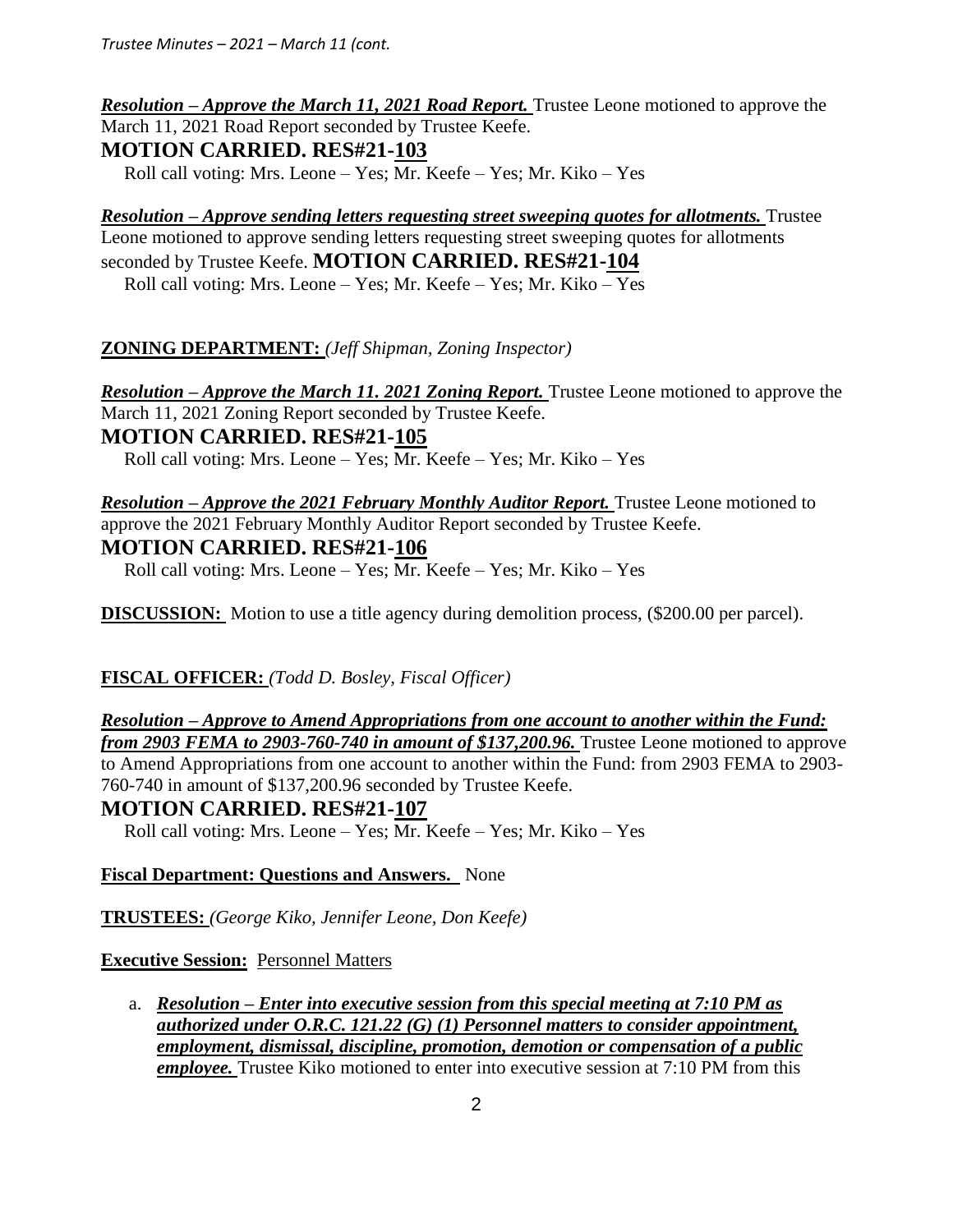***Resolution – Approve the March 11, 2021 Road Report.*** Trustee Leone motioned to approve the March 11, 2021 Road Report seconded by Trustee Keefe.

**MOTION CARRIED. RES#21-103**

Roll call voting: Mrs. Leone – Yes; Mr. Keefe – Yes; Mr. Kiko – Yes

***Resolution – Approve sending letters requesting street sweeping quotes for allotments.*** Trustee Leone motioned to approve sending letters requesting street sweeping quotes for allotments seconded by Trustee Keefe. **MOTION CARRIED. RES#21-104**

Roll call voting: Mrs. Leone – Yes; Mr. Keefe – Yes; Mr. Kiko – Yes

**ZONING DEPARTMENT:** *(Jeff Shipman, Zoning Inspector)*

***Resolution – Approve the March 11. 2021 Zoning Report.*** Trustee Leone motioned to approve the March 11, 2021 Zoning Report seconded by Trustee Keefe.

**MOTION CARRIED. RES#21-105**

Roll call voting: Mrs. Leone – Yes; Mr. Keefe – Yes; Mr. Kiko – Yes

***Resolution – Approve the 2021 February Monthly Auditor Report.*** Trustee Leone motioned to approve the 2021 February Monthly Auditor Report seconded by Trustee Keefe.

**MOTION CARRIED. RES#21-106**

Roll call voting: Mrs. Leone – Yes; Mr. Keefe – Yes; Mr. Kiko – Yes

**DISCUSSION:** Motion to use a title agency during demolition process, ($200.00 per parcel).

**FISCAL OFFICER:** *(Todd D. Bosley, Fiscal Officer)*

***Resolution – Approve to Amend Appropriations from one account to another within the Fund: from 2903 FEMA to 2903-760-740 in amount of $137,200.96.*** Trustee Leone motioned to approve to Amend Appropriations from one account to another within the Fund: from 2903 FEMA to 2903-760-740 in amount of $137,200.96 seconded by Trustee Keefe.

**MOTION CARRIED. RES#21-107**

Roll call voting: Mrs. Leone – Yes; Mr. Keefe – Yes; Mr. Kiko – Yes

**Fiscal Department: Questions and Answers.** None

**TRUSTEES:** *(George Kiko, Jennifer Leone, Don Keefe)*

**Executive Session:** Personnel Matters

a. ***Resolution – Enter into executive session from this special meeting at 7:10 PM as authorized under O.R.C. 121.22 (G) (1) Personnel matters to consider appointment, employment, dismissal, discipline, promotion, demotion or compensation of a public employee.*** Trustee Kiko motioned to enter into executive session at 7:10 PM from this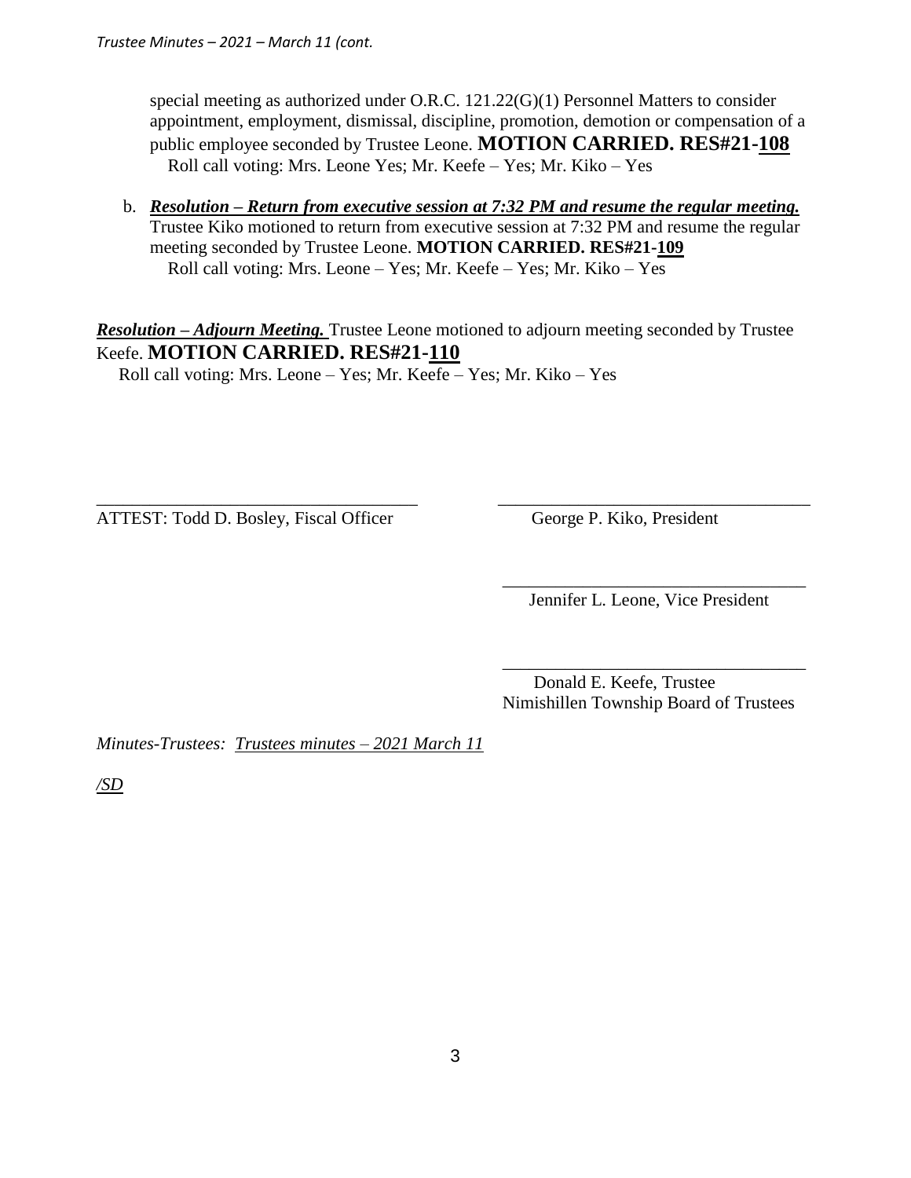special meeting as authorized under O.R.C. 121.22(G)(1) Personnel Matters to consider appointment, employment, dismissal, discipline, promotion, demotion or compensation of a public employee seconded by Trustee Leone. **MOTION CARRIED. RES#21-108**
Roll call voting: Mrs. Leone Yes; Mr. Keefe – Yes; Mr. Kiko – Yes

b. ***Resolution – Return from executive session at 7:32 PM and resume the regular meeting.*** Trustee Kiko motioned to return from executive session at 7:32 PM and resume the regular meeting seconded by Trustee Leone. **MOTION CARRIED. RES#21-109**
Roll call voting: Mrs. Leone – Yes; Mr. Keefe – Yes; Mr. Kiko – Yes

***Resolution – Adjourn Meeting.*** Trustee Leone motioned to adjourn meeting seconded by Trustee Keefe. **MOTION CARRIED. RES#21-110**
Roll call voting: Mrs. Leone – Yes; Mr. Keefe – Yes; Mr. Kiko – Yes

___________________________________ ___________________________________

ATTEST: Todd D. Bosley, Fiscal Officer George P. Kiko, President

___________________________________

Jennifer L. Leone, Vice President

___________________________________

Donald E. Keefe, Trustee
Nimishillen Township Board of Trustees

*Minutes-Trustees: Trustees minutes – 2021 March 11*

*/SD*